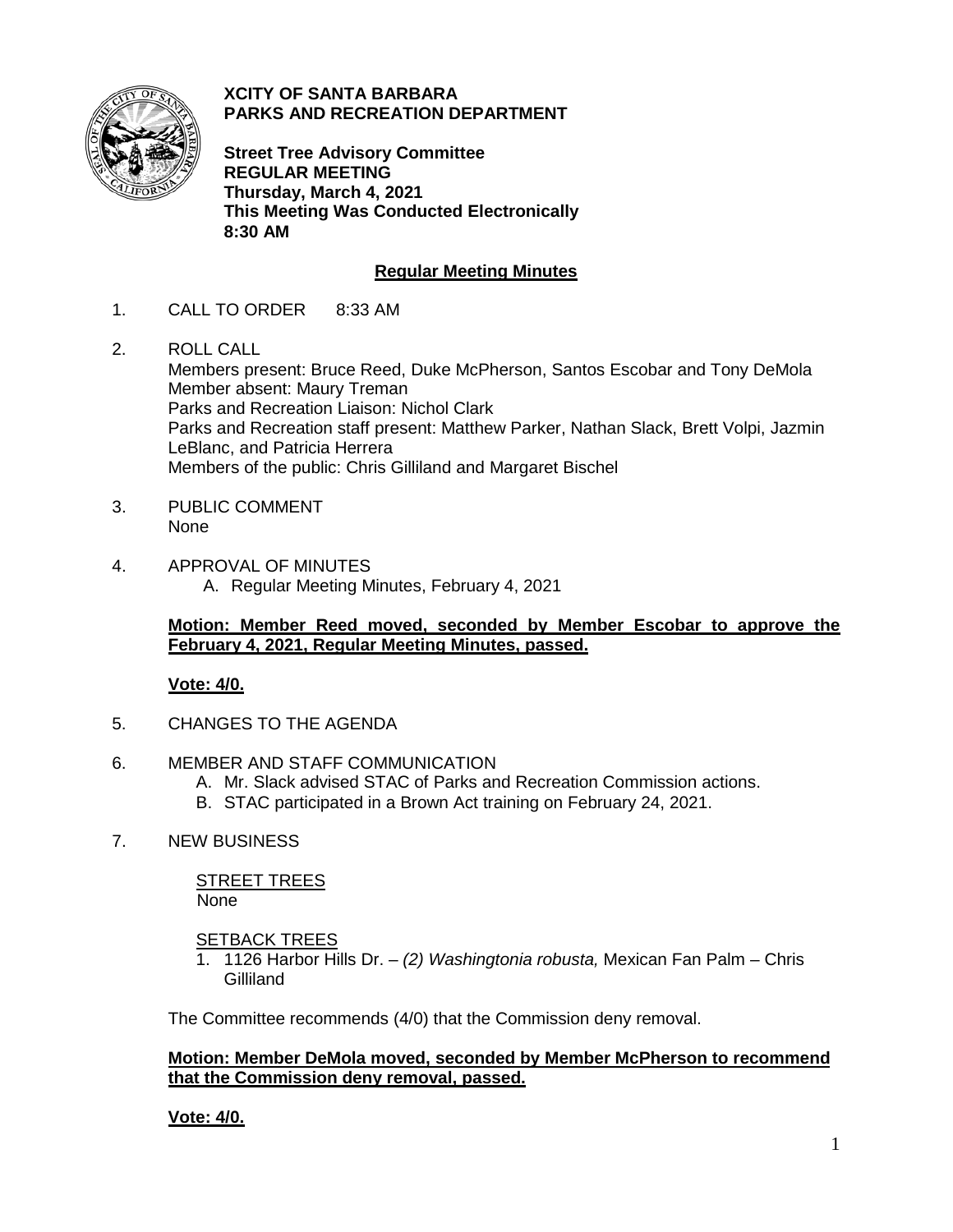**XCITY OF SANTA BARBARA**
**PARKS AND RECREATION DEPARTMENT**

**Street Tree Advisory Committee**
**REGULAR MEETING**
**Thursday, March 4, 2021**
**This Meeting Was Conducted Electronically**
**8:30 AM**

## Regular Meeting Minutes

1. CALL TO ORDER 8:33 AM

2. ROLL CALL
   Members present: Bruce Reed, Duke McPherson, Santos Escobar and Tony DeMola
   Member absent: Maury Treman
   Parks and Recreation Liaison: Nichol Clark
   Parks and Recreation staff present: Matthew Parker, Nathan Slack, Brett Volpi, Jazmin LeBlanc, and Patricia Herrera
   Members of the public: Chris Gilliland and Margaret Bischel

3. PUBLIC COMMENT
   None

4. APPROVAL OF MINUTES
   A. Regular Meeting Minutes, February 4, 2021

   **Motion: Member Reed moved, seconded by Member Escobar to approve the February 4, 2021, Regular Meeting Minutes, passed.**

   **Vote: 4/0.**

5. CHANGES TO THE AGENDA

6. MEMBER AND STAFF COMMUNICATION
   A. Mr. Slack advised STAC of Parks and Recreation Commission actions.
   B. STAC participated in a Brown Act training on February 24, 2021.

7. NEW BUSINESS

   STREET TREES
   None

   SETBACK TREES
   1. 1126 Harbor Hills Dr. – *(2) Washingtonia robusta,* Mexican Fan Palm – Chris Gilliland

   The Committee recommends (4/0) that the Commission deny removal.

   **Motion: Member DeMola moved, seconded by Member McPherson to recommend that the Commission deny removal, passed.**

   **Vote: 4/0.**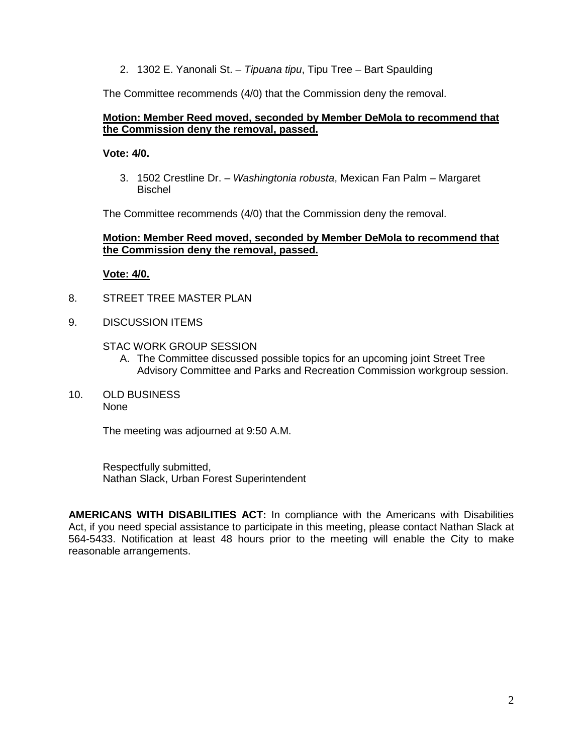2. 1302 E. Yanonali St. – *Tipuana tipu*, Tipu Tree – Bart Spaulding

The Committee recommends (4/0) that the Commission deny the removal.

**Motion: Member Reed moved, seconded by Member DeMola to recommend that the Commission deny the removal, passed.**

**Vote: 4/0.**

3. 1502 Crestline Dr. – *Washingtonia robusta*, Mexican Fan Palm – Margaret Bischel

The Committee recommends (4/0) that the Commission deny the removal.

**Motion: Member Reed moved, seconded by Member DeMola to recommend that the Commission deny the removal, passed.**

**Vote: 4/0.**

8. STREET TREE MASTER PLAN

9. DISCUSSION ITEMS

STAC WORK GROUP SESSION

A. The Committee discussed possible topics for an upcoming joint Street Tree Advisory Committee and Parks and Recreation Commission workgroup session.

10. OLD BUSINESS
None

The meeting was adjourned at 9:50 A.M.

Respectfully submitted,
Nathan Slack, Urban Forest Superintendent

**AMERICANS WITH DISABILITIES ACT:** In compliance with the Americans with Disabilities Act, if you need special assistance to participate in this meeting, please contact Nathan Slack at 564-5433. Notification at least 48 hours prior to the meeting will enable the City to make reasonable arrangements.